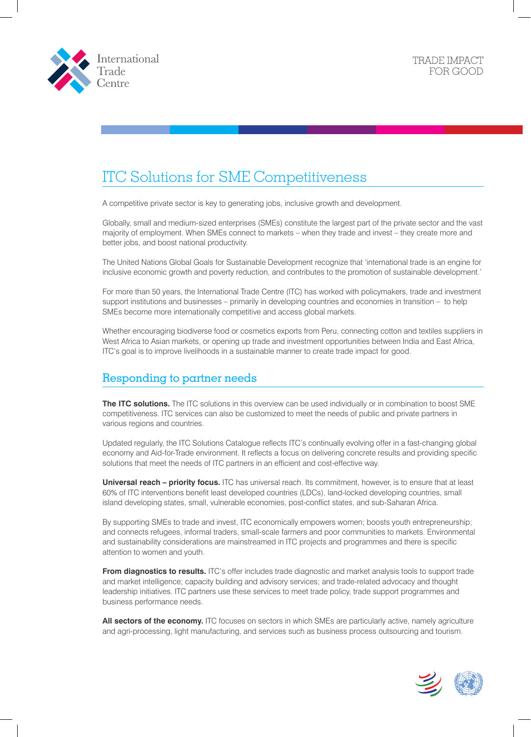International Trade Centre

TRADE IMPACT FOR GOOD

# ITC Solutions for SME Competitiveness

A competitive private sector is key to generating jobs, inclusive growth and development.

Globally, small and medium-sized enterprises (SMEs) constitute the largest part of the private sector and the vast majority of employment. When SMEs connect to markets – when they trade and invest – they create more and better jobs, and boost national productivity.

The United Nations Global Goals for Sustainable Development recognize that 'international trade is an engine for inclusive economic growth and poverty reduction, and contributes to the promotion of sustainable development.'

For more than 50 years, the International Trade Centre (ITC) has worked with policymakers, trade and investment support institutions and businesses – primarily in developing countries and economies in transition – to help SMEs become more internationally competitive and access global markets.

Whether encouraging biodiverse food or cosmetics exports from Peru, connecting cotton and textiles suppliers in West Africa to Asian markets, or opening up trade and investment opportunities between India and East Africa, ITC's goal is to improve livelihoods in a sustainable manner to create trade impact for good.

## Responding to partner needs

**The ITC solutions.** The ITC solutions in this overview can be used individually or in combination to boost SME competitiveness. ITC services can also be customized to meet the needs of public and private partners in various regions and countries.

Updated regularly, the ITC Solutions Catalogue reflects ITC's continually evolving offer in a fast-changing global economy and Aid-for-Trade environment. It reflects a focus on delivering concrete results and providing specific solutions that meet the needs of ITC partners in an efficient and cost-effective way.

**Universal reach – priority focus.** ITC has universal reach. Its commitment, however, is to ensure that at least 60% of ITC interventions benefit least developed countries (LDCs), land-locked developing countries, small island developing states, small, vulnerable economies, post-conflict states, and sub-Saharan Africa.

By supporting SMEs to trade and invest, ITC economically empowers women; boosts youth entrepreneurship; and connects refugees, informal traders, small-scale farmers and poor communities to markets. Environmental and sustainability considerations are mainstreamed in ITC projects and programmes and there is specific attention to women and youth.

**From diagnostics to results.** ITC's offer includes trade diagnostic and market analysis tools to support trade and market intelligence; capacity building and advisory services; and trade-related advocacy and thought leadership initiatives. ITC partners use these services to meet trade policy, trade support programmes and business performance needs.

**All sectors of the economy.** ITC focuses on sectors in which SMEs are particularly active, namely agriculture and agri-processing, light manufacturing, and services such as business process outsourcing and tourism.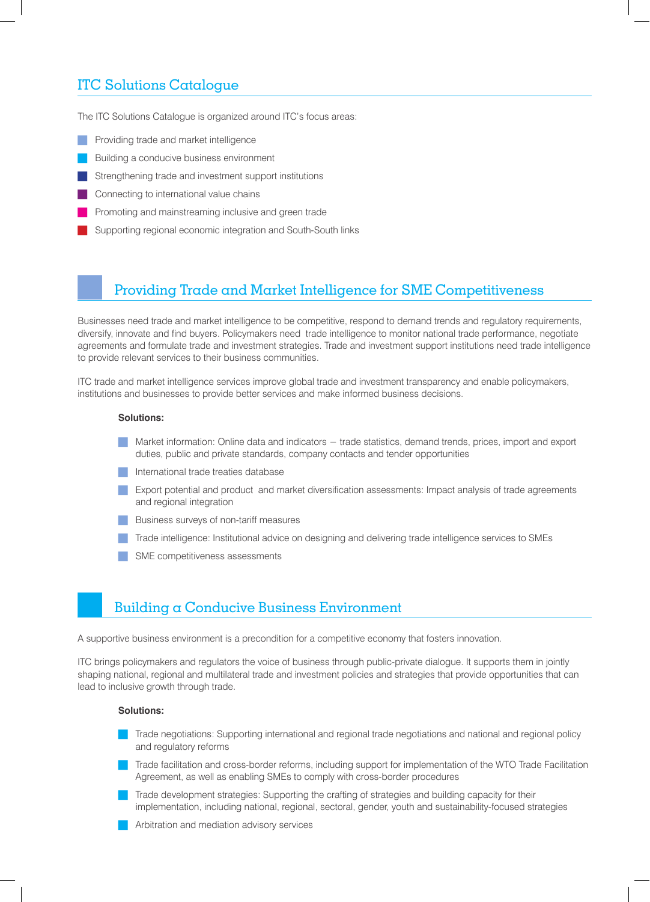## ITC Solutions Catalogue

The ITC Solutions Catalogue is organized around ITC's focus areas:

- Providing trade and market intelligence
- Building a conducive business environment
- Strengthening trade and investment support institutions
- Connecting to international value chains
- Promoting and mainstreaming inclusive and green trade
- Supporting regional economic integration and South-South links

## Providing Trade and Market Intelligence for SME Competitiveness

Businesses need trade and market intelligence to be competitive, respond to demand trends and regulatory requirements, diversify, innovate and find buyers. Policymakers need trade intelligence to monitor national trade performance, negotiate agreements and formulate trade and investment strategies. Trade and investment support institutions need trade intelligence to provide relevant services to their business communities.

ITC trade and market intelligence services improve global trade and investment transparency and enable policymakers, institutions and businesses to provide better services and make informed business decisions.

**Solutions:**

- Market information: Online data and indicators – trade statistics, demand trends, prices, import and export duties, public and private standards, company contacts and tender opportunities
- International trade treaties database
- Export potential and product and market diversification assessments: Impact analysis of trade agreements and regional integration
- Business surveys of non-tariff measures
- Trade intelligence: Institutional advice on designing and delivering trade intelligence services to SMEs
- SME competitiveness assessments

## Building a Conducive Business Environment

A supportive business environment is a precondition for a competitive economy that fosters innovation.

ITC brings policymakers and regulators the voice of business through public-private dialogue. It supports them in jointly shaping national, regional and multilateral trade and investment policies and strategies that provide opportunities that can lead to inclusive growth through trade.

**Solutions:**

- Trade negotiations: Supporting international and regional trade negotiations and national and regional policy and regulatory reforms
- Trade facilitation and cross-border reforms, including support for implementation of the WTO Trade Facilitation Agreement, as well as enabling SMEs to comply with cross-border procedures
- Trade development strategies: Supporting the crafting of strategies and building capacity for their implementation, including national, regional, sectoral, gender, youth and sustainability-focused strategies
- Arbitration and mediation advisory services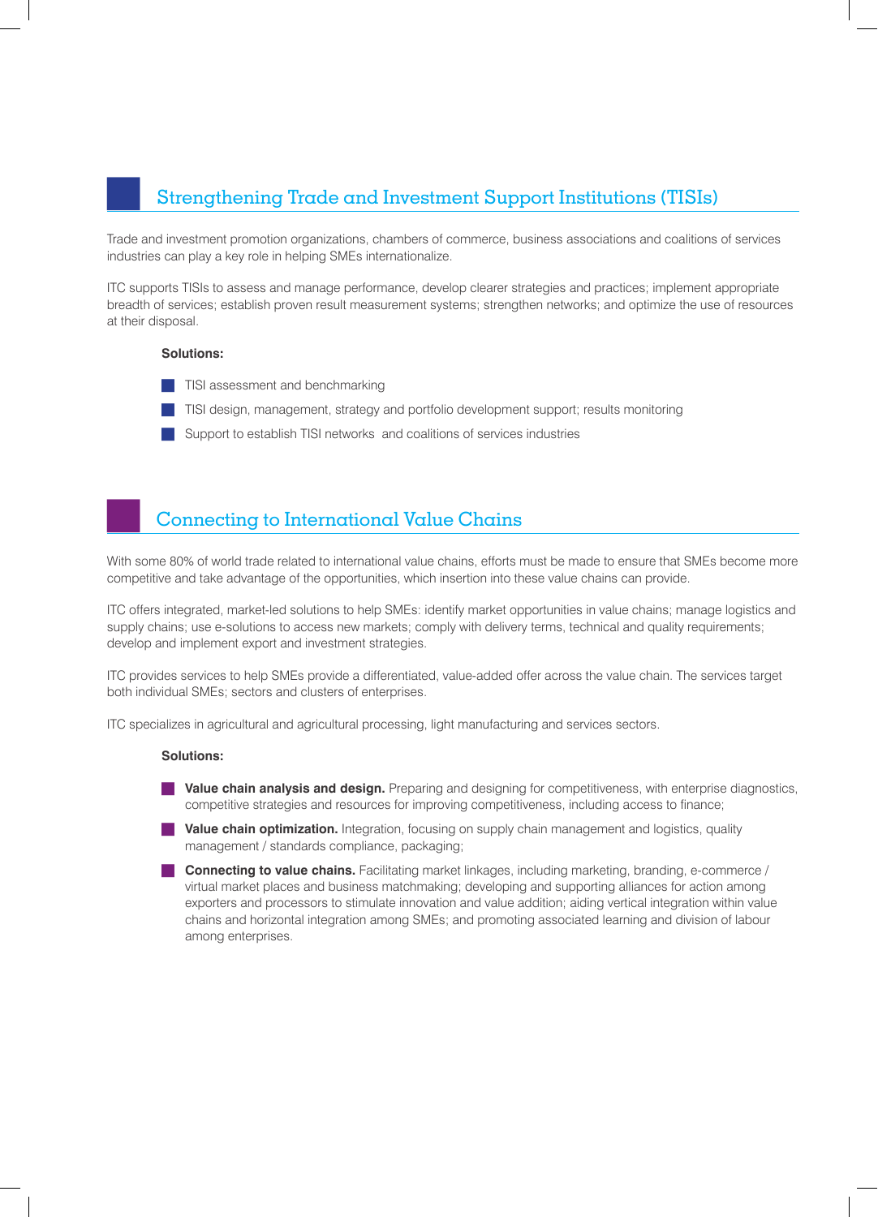## Strengthening Trade and Investment Support Institutions (TISIs)

Trade and investment promotion organizations, chambers of commerce, business associations and coalitions of services industries can play a key role in helping SMEs internationalize.

ITC supports TISIs to assess and manage performance, develop clearer strategies and practices; implement appropriate breadth of services; establish proven result measurement systems; strengthen networks; and optimize the use of resources at their disposal.

**Solutions:**

- TISI assessment and benchmarking
- TISI design, management, strategy and portfolio development support; results monitoring
- Support to establish TISI networks and coalitions of services industries

## Connecting to International Value Chains

With some 80% of world trade related to international value chains, efforts must be made to ensure that SMEs become more competitive and take advantage of the opportunities, which insertion into these value chains can provide.

ITC offers integrated, market-led solutions to help SMEs: identify market opportunities in value chains; manage logistics and supply chains; use e-solutions to access new markets; comply with delivery terms, technical and quality requirements; develop and implement export and investment strategies.

ITC provides services to help SMEs provide a differentiated, value-added offer across the value chain. The services target both individual SMEs; sectors and clusters of enterprises.

ITC specializes in agricultural and agricultural processing, light manufacturing and services sectors.

**Solutions:**

- **Value chain analysis and design.** Preparing and designing for competitiveness, with enterprise diagnostics, competitive strategies and resources for improving competitiveness, including access to finance;
- **Value chain optimization.** Integration, focusing on supply chain management and logistics, quality management / standards compliance, packaging;
- **Connecting to value chains.** Facilitating market linkages, including marketing, branding, e-commerce / virtual market places and business matchmaking; developing and supporting alliances for action among exporters and processors to stimulate innovation and value addition; aiding vertical integration within value chains and horizontal integration among SMEs; and promoting associated learning and division of labour among enterprises.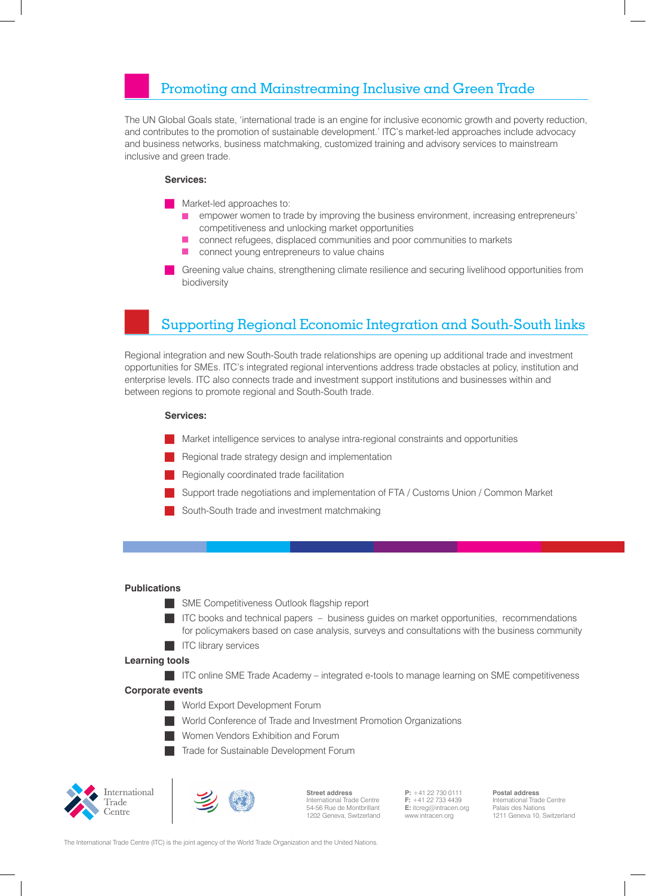## Promoting and Mainstreaming Inclusive and Green Trade

The UN Global Goals state, 'international trade is an engine for inclusive economic growth and poverty reduction, and contributes to the promotion of sustainable development.' ITC's market-led approaches include advocacy and business networks, business matchmaking, customized training and advisory services to mainstream inclusive and green trade.

**Services:**

- Market-led approaches to:
  - empower women to trade by improving the business environment, increasing entrepreneurs' competitiveness and unlocking market opportunities
  - connect refugees, displaced communities and poor communities to markets
  - connect young entrepreneurs to value chains
- Greening value chains, strengthening climate resilience and securing livelihood opportunities from biodiversity

## Supporting Regional Economic Integration and South-South links

Regional integration and new South-South trade relationships are opening up additional trade and investment opportunities for SMEs. ITC's integrated regional interventions address trade obstacles at policy, institution and enterprise levels. ITC also connects trade and investment support institutions and businesses within and between regions to promote regional and South-South trade.

**Services:**

- Market intelligence services to analyse intra-regional constraints and opportunities
- Regional trade strategy design and implementation
- Regionally coordinated trade facilitation
- Support trade negotiations and implementation of FTA / Customs Union / Common Market
- South-South trade and investment matchmaking

**Publications**

- SME Competitiveness Outlook flagship report
- ITC books and technical papers – business guides on market opportunities, recommendations for policymakers based on case analysis, surveys and consultations with the business community
- ITC library services

**Learning tools**

- ITC online SME Trade Academy – integrated e-tools to manage learning on SME competitiveness

**Corporate events**

- World Export Development Forum
- World Conference of Trade and Investment Promotion Organizations
- Women Vendors Exhibition and Forum
- Trade for Sustainable Development Forum

International Trade Centre

**Street address**
International Trade Centre
54-56 Rue de Montbrillant
1202 Geneva, Switzerland

**P:** +41 22 730 0111
**F:** +41 22 733 4439
**E:** itcreg@intracen.org
www.intracen.org

**Postal address**
International Trade Centre
Palais des Nations
1211 Geneva 10, Switzerland

The International Trade Centre (ITC) is the joint agency of the World Trade Organization and the United Nations.